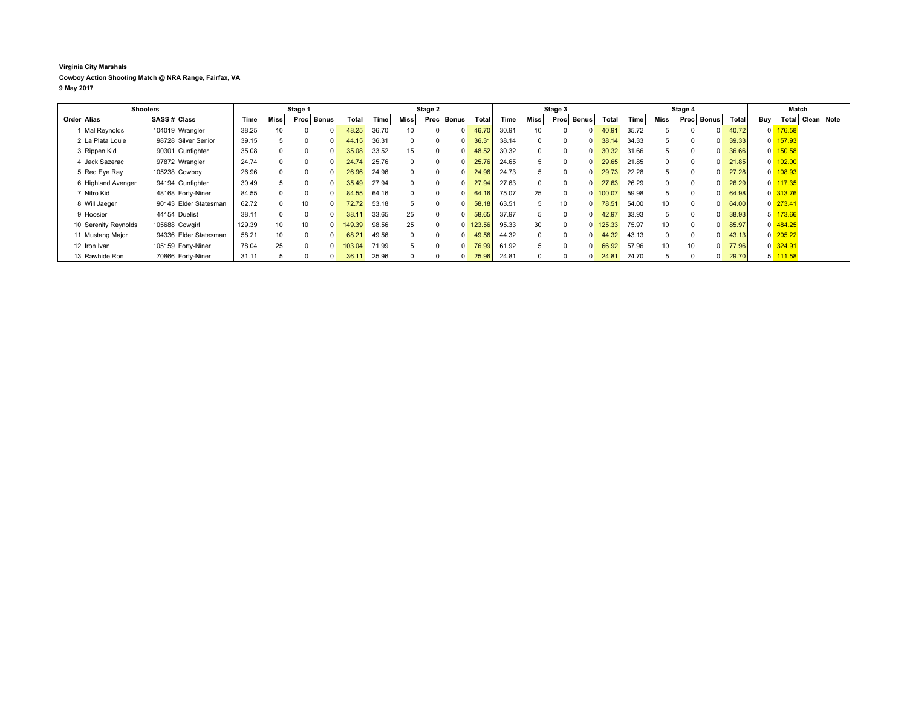**Virginia City Marshals**

**Cowboy Action Shooting Match @ NRA Range, Fairfax, VA**

**9 May 2017**

| Shooters | | | | Stage 1 | | | | | Stage 2 | | | | | Stage 3 | | | | | Stage 4 | | | | | Match | | | |
|---|---|---|---|---|---|---|---|---|---|---|---|---|---|---|---|---|---|---|---|---|---|---|---|---|---|---|---|
| Order | Alias | SASS # | Class | Time | Miss | Proc | Bonus | Total | Time | Miss | Proc | Bonus | Total | Time | Miss | Proc | Bonus | Total | Time | Miss | Proc | Bonus | Total | Buy | Total | Clean | Note |
| 1 | Mal Reynolds | 104019 | Wrangler | 38.25 | 10 | 0 | 0 | 48.25 | 36.70 | 10 | 0 | 0 | 46.70 | 30.91 | 10 | 0 | 0 | 40.91 | 35.72 | 5 | 0 | 0 | 40.72 | 0 | 176.58 | | |
| 2 | La Plata Louie | 98728 | Silver Senior | 39.15 | 5 | 0 | 0 | 44.15 | 36.31 | 0 | 0 | 0 | 36.31 | 38.14 | 0 | 0 | 0 | 38.14 | 34.33 | 5 | 0 | 0 | 39.33 | 0 | 157.93 | | |
| 3 | Rippen Kid | 90301 | Gunfighter | 35.08 | 0 | 0 | 0 | 35.08 | 33.52 | 15 | 0 | 0 | 48.52 | 30.32 | 0 | 0 | 0 | 30.32 | 31.66 | 5 | 0 | 0 | 36.66 | 0 | 150.58 | | |
| 4 | Jack Sazerac | 97872 | Wrangler | 24.74 | 0 | 0 | 0 | 24.74 | 25.76 | 0 | 0 | 0 | 25.76 | 24.65 | 5 | 0 | 0 | 29.65 | 21.85 | 0 | 0 | 0 | 21.85 | 0 | 102.00 | | |
| 5 | Red Eye Ray | 105238 | Cowboy | 26.96 | 0 | 0 | 0 | 26.96 | 24.96 | 0 | 0 | 0 | 24.96 | 24.73 | 5 | 0 | 0 | 29.73 | 22.28 | 5 | 0 | 0 | 27.28 | 0 | 108.93 | | |
| 6 | Highland Avenger | 94194 | Gunfighter | 30.49 | 5 | 0 | 0 | 35.49 | 27.94 | 0 | 0 | 0 | 27.94 | 27.63 | 0 | 0 | 0 | 27.63 | 26.29 | 0 | 0 | 0 | 26.29 | 0 | 117.35 | | |
| 7 | Nitro Kid | 48168 | Forty-Niner | 84.55 | 0 | 0 | 0 | 84.55 | 64.16 | 0 | 0 | 0 | 64.16 | 75.07 | 25 | 0 | 0 | 100.07 | 59.98 | 5 | 0 | 0 | 64.98 | 0 | 313.76 | | |
| 8 | Will Jaeger | 90143 | Elder Statesman | 62.72 | 0 | 10 | 0 | 72.72 | 53.18 | 5 | 0 | 0 | 58.18 | 63.51 | 5 | 10 | 0 | 78.51 | 54.00 | 10 | 0 | 0 | 64.00 | 0 | 273.41 | | |
| 9 | Hoosier | 44154 | Duelist | 38.11 | 0 | 0 | 0 | 38.11 | 33.65 | 25 | 0 | 0 | 58.65 | 37.97 | 5 | 0 | 0 | 42.97 | 33.93 | 5 | 0 | 0 | 38.93 | 5 | 173.66 | | |
| 10 | Serenity Reynolds | 105688 | Cowgirl | 129.39 | 10 | 10 | 0 | 149.39 | 98.56 | 25 | 0 | 0 | 123.56 | 95.33 | 30 | 0 | 0 | 125.33 | 75.97 | 10 | 0 | 0 | 85.97 | 0 | 484.25 | | |
| 11 | Mustang Major | 94336 | Elder Statesman | 58.21 | 10 | 0 | 0 | 68.21 | 49.56 | 0 | 0 | 0 | 49.56 | 44.32 | 0 | 0 | 0 | 44.32 | 43.13 | 0 | 0 | 0 | 43.13 | 0 | 205.22 | | |
| 12 | Iron Ivan | 105159 | Forty-Niner | 78.04 | 25 | 0 | 0 | 103.04 | 71.99 | 5 | 0 | 0 | 76.99 | 61.92 | 5 | 0 | 0 | 66.92 | 57.96 | 10 | 10 | 0 | 77.96 | 0 | 324.91 | | |
| 13 | Rawhide Ron | 70866 | Forty-Niner | 31.11 | 5 | 0 | 0 | 36.11 | 25.96 | 0 | 0 | 0 | 25.96 | 24.81 | 0 | 0 | 0 | 24.81 | 24.70 | 5 | 0 | 0 | 29.70 | 5 | 111.58 | | |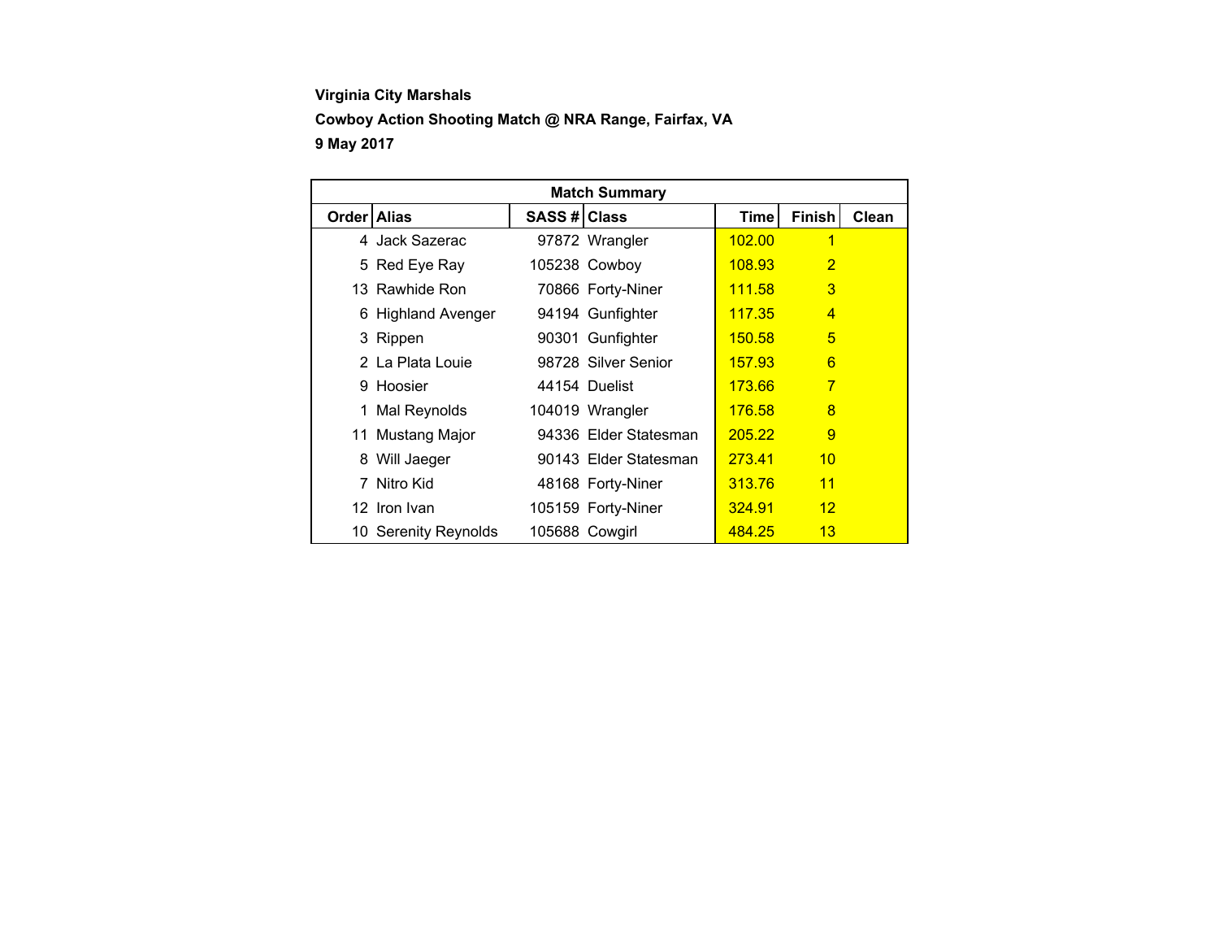**Virginia City Marshals**

**Cowboy Action Shooting Match @ NRA Range, Fairfax, VA**

**9 May 2017**

| Match Summary | | | | | | |
|---|---|---|---|---|---|---|
| **Order** | **Alias** | **SASS #** | **Class** | **Time** | **Finish** | **Clean** |
| 4 | Jack Sazerac | 97872 | Wrangler | 102.00 | 1 | |
| 5 | Red Eye Ray | 105238 | Cowboy | 108.93 | 2 | |
| 13 | Rawhide Ron | 70866 | Forty-Niner | 111.58 | 3 | |
| 6 | Highland Avenger | 94194 | Gunfighter | 117.35 | 4 | |
| 3 | Rippen | 90301 | Gunfighter | 150.58 | 5 | |
| 2 | La Plata Louie | 98728 | Silver Senior | 157.93 | 6 | |
| 9 | Hoosier | 44154 | Duelist | 173.66 | 7 | |
| 1 | Mal Reynolds | 104019 | Wrangler | 176.58 | 8 | |
| 11 | Mustang Major | 94336 | Elder Statesman | 205.22 | 9 | |
| 8 | Will Jaeger | 90143 | Elder Statesman | 273.41 | 10 | |
| 7 | Nitro Kid | 48168 | Forty-Niner | 313.76 | 11 | |
| 12 | Iron Ivan | 105159 | Forty-Niner | 324.91 | 12 | |
| 10 | Serenity Reynolds | 105688 | Cowgirl | 484.25 | 13 | |